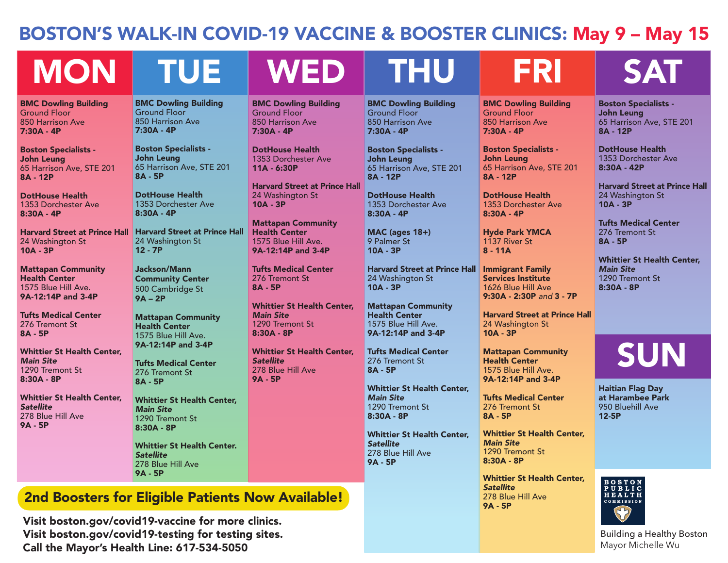# BOSTON'S WALK-IN COVID-19 VACCINE & BOOSTER CLINICS: May 9 – May 15

## MON

**BMC Dowling Building**
Ground Floor
850 Harrison Ave
**7:30A - 4P**

**Boston Specialists - John Leung**
65 Harrison Ave, STE 201
**8A - 12P**

**DotHouse Health**
1353 Dorchester Ave
**8:30A - 4P**

**Harvard Street at Prince Hall**
24 Washington St
**10A - 3P**

**Mattapan Community Health Center**
1575 Blue Hill Ave.
**9A-12:14P and 3-4P**

**Tufts Medical Center**
276 Tremont St
**8A - 5P**

**Whittier St Health Center, *Main Site***
1290 Tremont St
**8:30A - 8P**

**Whittier St Health Center, *Satellite***
278 Blue Hill Ave
**9A - 5P**

## TUE

**BMC Dowling Building**
Ground Floor
850 Harrison Ave
**7:30A - 4P**

**Boston Specialists - John Leung**
65 Harrison Ave, STE 201
**8A - 5P**

**DotHouse Health**
1353 Dorchester Ave
**8:30A - 4P**

**Harvard Street at Prince Hall**
24 Washington St
**12 - 7P**

**Jackson/Mann Community Center**
500 Cambridge St
**9A – 2P**

**Mattapan Community Health Center**
1575 Blue Hill Ave.
**9A-12:14P and 3-4P**

**Tufts Medical Center**
276 Tremont St
**8A - 5P**

**Whittier St Health Center, *Main Site***
1290 Tremont St
**8:30A - 8P**

**Whittier St Health Center. *Satellite***
278 Blue Hill Ave
**9A - 5P**

## WED

**BMC Dowling Building**
Ground Floor
850 Harrison Ave
**7:30A - 4P**

**DotHouse Health**
1353 Dorchester Ave
**11A - 6:30P**

**Harvard Street at Prince Hall**
24 Washington St
**10A - 3P**

**Mattapan Community Health Center**
1575 Blue Hill Ave.
**9A-12:14P and 3-4P**

**Tufts Medical Center**
276 Tremont St
**8A - 5P**

**Whittier St Health Center, *Main Site***
1290 Tremont St
**8:30A - 8P**

**Whittier St Health Center, *Satellite***
278 Blue Hill Ave
**9A - 5P**

## THU

**BMC Dowling Building**
Ground Floor
850 Harrison Ave
**7:30A - 4P**

**Boston Specialists - John Leung**
65 Harrison Ave, STE 201
**8A - 12P**

**DotHouse Health**
1353 Dorchester Ave
**8:30A - 4P**

**MAC (ages 18+)**
9 Palmer St
**10A - 3P**

**Harvard Street at Prince Hall**
24 Washington St
**10A - 3P**

**Mattapan Community Health Center**
1575 Blue Hill Ave.
**9A-12:14P and 3-4P**

**Tufts Medical Center**
276 Tremont St
**8A - 5P**

**Whittier St Health Center, *Main Site***
1290 Tremont St
**8:30A - 8P**

**Whittier St Health Center, *Satellite***
278 Blue Hill Ave
**9A - 5P**

## FRI

**BMC Dowling Building**
Ground Floor
850 Harrison Ave
**7:30A - 4P**

**Boston Specialists - John Leung**
65 Harrison Ave, STE 201
**8A - 12P**

**DotHouse Health**
1353 Dorchester Ave
**8:30A - 4P**

**Hyde Park YMCA**
1137 River St
**8 - 11A**

**Immigrant Family Services Institute**
1626 Blue Hill Ave
**9:30A - 2:30P** *and* **3 - 7P**

**Harvard Street at Prince Hall**
24 Washington St
**10A - 3P**

**Mattapan Community Health Center**
1575 Blue Hill Ave.
**9A-12:14P and 3-4P**

**Tufts Medical Center**
276 Tremont St
**8A - 5P**

**Whittier St Health Center, *Main Site***
1290 Tremont St
**8:30A - 8P**

**Whittier St Health Center, *Satellite***
278 Blue Hill Ave
**9A - 5P**

## SAT

**Boston Specialists - John Leung**
65 Harrison Ave, STE 201
**8A - 12P**

**DotHouse Health**
1353 Dorchester Ave
**8:30A - 42P**

**Harvard Street at Prince Hall**
24 Washington St
**10A - 3P**

**Tufts Medical Center**
276 Tremont St
**8A - 5P**

**Whittier St Health Center, *Main Site***
1290 Tremont St
**8:30A - 8P**

## SUN

**Haitian Flag Day at Harambee Park**
950 Bluehill Ave
**12-5P**

**2nd Boosters for Eligible Patients Now Available!**

**Visit boston.gov/covid19-vaccine for more clinics.**
**Visit boston.gov/covid19-testing for testing sites.**
**Call the Mayor's Health Line: 617-534-5050**

BOSTON PUBLIC HEALTH COMMISSION

Building a Healthy Boston
Mayor Michelle Wu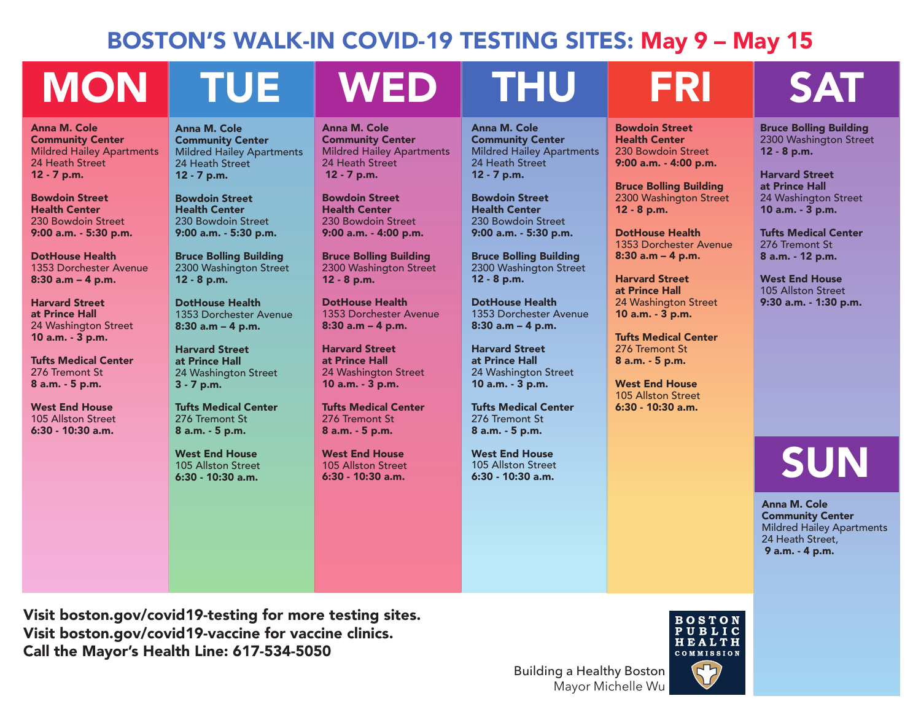# BOSTON'S WALK-IN COVID-19 TESTING SITES: May 9 – May 15

## MON

**Anna M. Cole Community Center**
Mildred Hailey Apartments
24 Heath Street
**12 - 7 p.m.**

**Bowdoin Street Health Center**
230 Bowdoin Street
**9:00 a.m. - 5:30 p.m.**

**DotHouse Health**
1353 Dorchester Avenue
**8:30 a.m – 4 p.m.**

**Harvard Street at Prince Hall**
24 Washington Street
**10 a.m. - 3 p.m.**

**Tufts Medical Center**
276 Tremont St
**8 a.m. - 5 p.m.**

**West End House**
105 Allston Street
**6:30 - 10:30 a.m.**

## TUE

**Anna M. Cole Community Center**
Mildred Hailey Apartments
24 Heath Street
**12 - 7 p.m.**

**Bowdoin Street Health Center**
230 Bowdoin Street
**9:00 a.m. - 5:30 p.m.**

**Bruce Bolling Building**
2300 Washington Street
**12 - 8 p.m.**

**DotHouse Health**
1353 Dorchester Avenue
**8:30 a.m – 4 p.m.**

**Harvard Street at Prince Hall**
24 Washington Street
**3 - 7 p.m.**

**Tufts Medical Center**
276 Tremont St
**8 a.m. - 5 p.m.**

**West End House**
105 Allston Street
**6:30 - 10:30 a.m.**

## WED

**Anna M. Cole Community Center**
Mildred Hailey Apartments
24 Heath Street
**12 - 7 p.m.**

**Bowdoin Street Health Center**
230 Bowdoin Street
**9:00 a.m. - 4:00 p.m.**

**Bruce Bolling Building**
2300 Washington Street
**12 - 8 p.m.**

**DotHouse Health**
1353 Dorchester Avenue
**8:30 a.m – 4 p.m.**

**Harvard Street at Prince Hall**
24 Washington Street
**10 a.m. - 3 p.m.**

**Tufts Medical Center**
276 Tremont St
**8 a.m. - 5 p.m.**

**West End House**
105 Allston Street
**6:30 - 10:30 a.m.**

## THU

**Anna M. Cole Community Center**
Mildred Hailey Apartments
24 Heath Street
**12 - 7 p.m.**

**Bowdoin Street Health Center**
230 Bowdoin Street
**9:00 a.m. - 5:30 p.m.**

**Bruce Bolling Building**
2300 Washington Street
**12 - 8 p.m.**

**DotHouse Health**
1353 Dorchester Avenue
**8:30 a.m – 4 p.m.**

**Harvard Street at Prince Hall**
24 Washington Street
**10 a.m. - 3 p.m.**

**Tufts Medical Center**
276 Tremont St
**8 a.m. - 5 p.m.**

**West End House**
105 Allston Street
**6:30 - 10:30 a.m.**

## FRI

**Bowdoin Street Health Center**
230 Bowdoin Street
**9:00 a.m. - 4:00 p.m.**

**Bruce Bolling Building**
2300 Washington Street
**12 - 8 p.m.**

**DotHouse Health**
1353 Dorchester Avenue
**8:30 a.m – 4 p.m.**

**Harvard Street at Prince Hall**
24 Washington Street
**10 a.m. - 3 p.m.**

**Tufts Medical Center**
276 Tremont St
**8 a.m. - 5 p.m.**

**West End House**
105 Allston Street
**6:30 - 10:30 a.m.**

## SAT

**Bruce Bolling Building**
2300 Washington Street
**12 - 8 p.m.**

**Harvard Street at Prince Hall**
24 Washington Street
**10 a.m. - 3 p.m.**

**Tufts Medical Center**
276 Tremont St
**8 a.m. - 12 p.m.**

**West End House**
105 Allston Street
**9:30 a.m. - 1:30 p.m.**

## SUN

**Anna M. Cole Community Center**
Mildred Hailey Apartments
24 Heath Street,
**9 a.m. - 4 p.m.**

**Visit boston.gov/covid19-testing for more testing sites.**
**Visit boston.gov/covid19-vaccine for vaccine clinics.**
**Call the Mayor's Health Line: 617-534-5050**

Building a Healthy Boston
Mayor Michelle Wu

BOSTON PUBLIC HEALTH COMMISSION